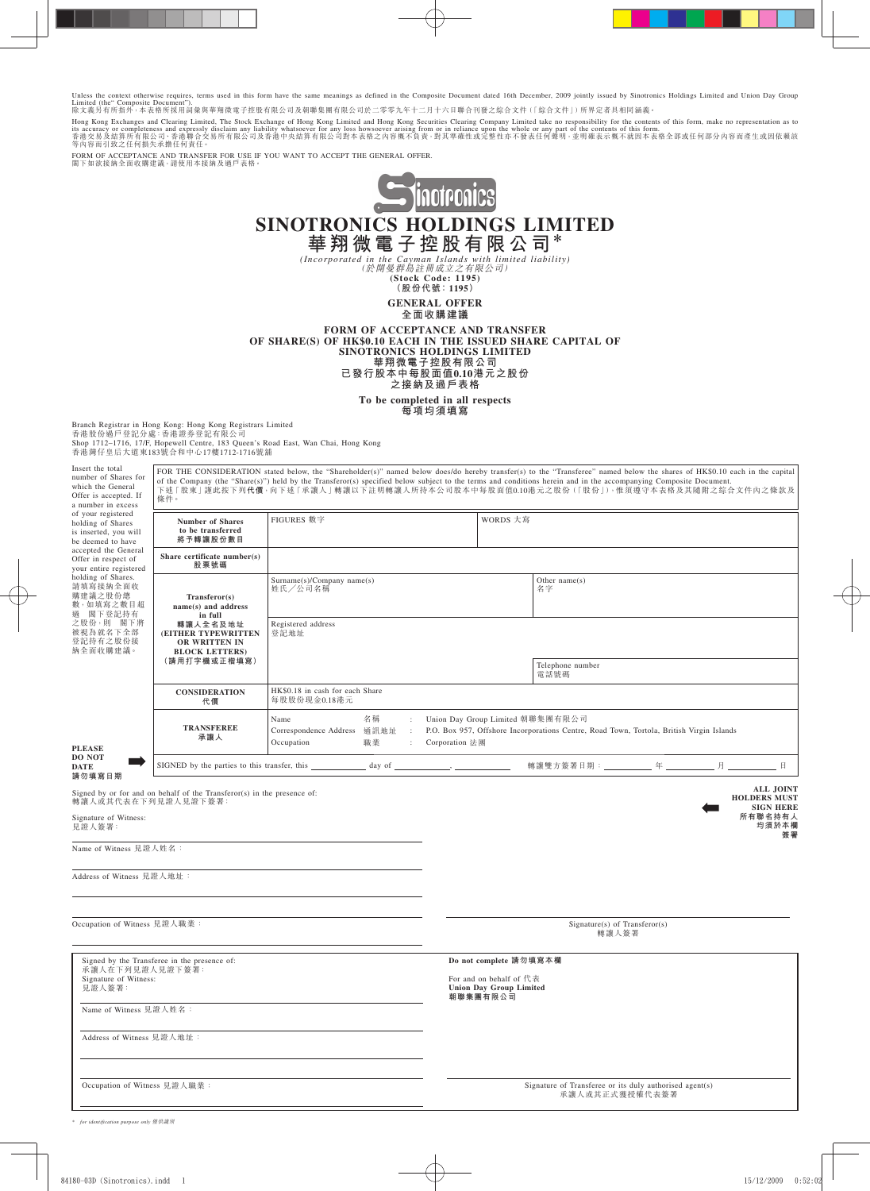Unless the context otherwise requires, terms used in this form have the same meanings as defined in the Composite Document dated 16th December, 2009 jointly issued by Sinotronics Holdings Limited and Union Day Group Limited (the "Composite Document").
除文義另有所指外，本表格所採用詞彙與華翔微電子控股有限公司及朝聯集團有限公司於二零零九年十二月十六日聯合刊發之綜合文件（「綜合文件」）所界定者具相同涵義。

Hong Kong Exchanges and Clearing Limited, The Stock Exchange of Hong Kong Limited and Hong Kong Securities Clearing Company Limited take no responsibility for the contents of this form, make no representation as to its accuracy or completeness and expressly disclaim any liability whatsoever for any loss howsoever arising from or in reliance upon the whole or any part of the contents of this form.
香港交易及結算所有限公司、香港聯合交易所有限公司及香港中央結算有限公司對本表格之內容概不負責，對其準確性或完整性亦不發表任何聲明，並明確表示概不就因本表格全部或任何部分內容而產生或因依賴該等內容而引致之任何損失承擔任何責任。

FORM OF ACCEPTANCE AND TRANSFER FOR USE IF YOU WANT TO ACCEPT THE GENERAL OFFER.
閣下如欲接納全面收購建議，請使用本接納及過戶表格。

# SINOTRONICS HOLDINGS LIMITED
# 華翔微電子控股有限公司*

*(Incorporated in the Cayman Islands with limited liability)*
*(於開曼群島註冊成立之有限公司)*

**(Stock Code: 1195)**
**(股份代號：1195)**

## GENERAL OFFER
## 全面收購建議

## FORM OF ACCEPTANCE AND TRANSFER OF SHARE(S) OF HK$0.10 EACH IN THE ISSUED SHARE CAPITAL OF SINOTRONICS HOLDINGS LIMITED
## 華翔微電子控股有限公司已發行股本中每股面值0.10港元之股份之接納及過戶表格

**To be completed in all respects**
**每項均須填寫**

Branch Registrar in Hong Kong: Hong Kong Registrars Limited
香港股份過戶登記分處：香港證券登記有限公司
Shop 1712–1716, 17/F, Hopewell Centre, 183 Queen's Road East, Wan Chai, Hong Kong
香港灣仔皇后大道東183號合和中心17樓1712-1716號舖

Insert the total number of Shares for which the General Offer is accepted. If a number in excess of your registered holding of Shares is inserted, you will be deemed to have accepted the General Offer in respect of your entire registered holding of Shares.
請填寫接納全面收購建議之股份總數，如填寫之數目超過閣下登記持有之股份，則閣下將被視為就名下全部登記持有之股份接納全面收購建議。

FOR THE CONSIDERATION stated below, the "Shareholder(s)" named below does/do hereby transfer(s) to the "Transferee" named below the shares of HK$0.10 each in the capital of the Company (the "Share(s)") held by the Transferor(s) specified below subject to the terms and conditions herein and in the accompanying Composite Document.
下述「股東」謹此按下列代價，向下述「承讓人」轉讓以下註明轉讓人所持本公司股本中每股面值0.10港元之股份（「股份」），惟須遵守本表格及其隨附之綜合文件內之條款及條件。

| | | |
|---|---|---|
| **Number of Shares to be transferred 將予轉讓股份數目** | FIGURES 數字 | WORDS 大寫 |
| **Share certificate number(s) 股票號碼** | | |
| **Transferor(s) name(s) and address in full 轉讓人全名及地址 (EITHER TYPEWRITTEN OR WRITTEN IN BLOCK LETTERS) (請用打字機或正楷填寫)** | Surname(s)/Company name(s) 姓氏／公司名稱 | Other name(s) 名字 |
| | Registered address 登記地址 | |
| | | Telephone number 電話號碼 |
| **CONSIDERATION 代價** | HK$0.18 in cash for each Share 每股股份現金0.18港元 | |
| **TRANSFEREE 承讓人** | Name 名稱 : Union Day Group Limited 朝聯集團有限公司<br>Correspondence Address 通訊地址 : P.O. Box 957, Offshore Incorporations Centre, Road Town, Tortola, British Virgin Islands<br>Occupation 職業 : Corporation 法團 | |

**PLEASE DO NOT DATE 請勿填寫日期**

SIGNED by the parties to this transfer, this ____________ day of ____________, ____________ 轉讓雙方簽署日期：________年________月________日

Signed by or for and on behalf of the Transferor(s) in the presence of:
轉讓人或其代表在下列見證人見證下簽署：

Signature of Witness:
見證人簽署：

Name of Witness 見證人姓名：

Address of Witness 見證人地址：

Occupation of Witness 見證人職業：

**ALL JOINT HOLDERS MUST SIGN HERE**
**所有聯名持有人均須於本欄簽署**

Signature(s) of Transferor(s)
轉讓人簽署

Signed by the Transferee in the presence of:
承讓人在下列見證人見證下簽署：
Signature of Witness:
見證人簽署：

Name of Witness 見證人姓名：

Address of Witness 見證人地址：

Occupation of Witness 見證人職業：

**Do not complete 請勿填寫本欄**

For and on behalf of 代表
**Union Day Group Limited**
**朝聯集團有限公司**

Signature of Transferee or its duly authorised agent(s)
承讓人或其正式獲授權代表簽署

\* *for identification purpose only 僅供識別*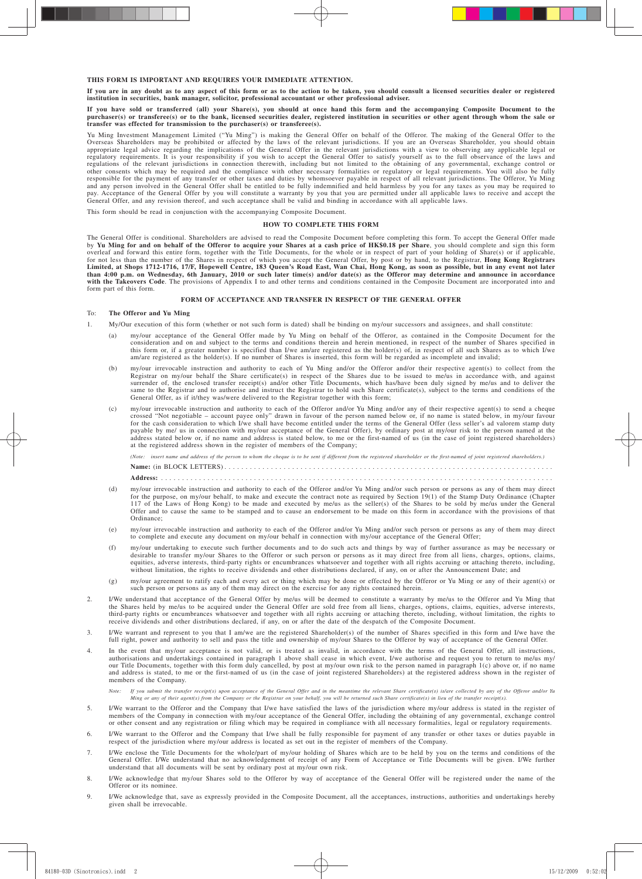**THIS FORM IS IMPORTANT AND REQUIRES YOUR IMMEDIATE ATTENTION.**

**If you are in any doubt as to any aspect of this form or as to the action to be taken, you should consult a licensed securities dealer or registered institution in securities, bank manager, solicitor, professional accountant or other professional adviser.**

**If you have sold or transferred (all) your Share(s), you should at once hand this form and the accompanying Composite Document to the purchaser(s) or transferee(s) or to the bank, licensed securities dealer, registered institution in securities or other agent through whom the sale or transfer was effected for transmission to the purchaser(s) or transferee(s).**

Yu Ming Investment Management Limited ("Yu Ming") is making the General Offer on behalf of the Offeror. The making of the General Offer to the Overseas Shareholders may be prohibited or affected by the laws of the relevant jurisdictions. If you are an Overseas Shareholder, you should obtain appropriate legal advice regarding the implications of the General Offer in the relevant jurisdictions with a view to observing any applicable legal or regulatory requirements. It is your responsibility if you wish to accept the General Offer to satisfy yourself as to the full observance of the laws and regulations of the relevant jurisdictions in connection therewith, including but not limited to the obtaining of any governmental, exchange control or other consents which may be required and the compliance with other necessary formalities or regulatory or legal requirements. You will also be fully responsible for the payment of any transfer or other taxes and duties by whomsoever payable in respect of all relevant jurisdictions. The Offeror, Yu Ming and any person involved in the General Offer shall be entitled to be fully indemnified and held harmless by you for any taxes as you may be required to pay. Acceptance of the General Offer by you will constitute a warranty by you that you are permitted under all applicable laws to receive and accept the General Offer, and any revision thereof, and such acceptance shall be valid and binding in accordance with all applicable laws.

This form should be read in conjunction with the accompanying Composite Document.

## HOW TO COMPLETE THIS FORM

The General Offer is conditional. Shareholders are advised to read the Composite Document before completing this form. To accept the General Offer made by **Yu Ming for and on behalf of the Offeror to acquire your Shares at a cash price of HK$0.18 per Share**, you should complete and sign this form overleaf and forward this entire form, together with the Title Documents, for the whole or in respect of part of your holding of Share(s) or if applicable, for not less than the number of the Shares in respect of which you accept the General Offer, by post or by hand, to the Registrar, **Hong Kong Registrars Limited, at Shops 1712-1716, 17/F, Hopewell Centre, 183 Queen's Road East, Wan Chai, Hong Kong, as soon as possible, but in any event not later than 4:00 p.m. on Wednesday, 6th January, 2010 or such later time(s) and/or date(s) as the Offeror may determine and announce in accordance with the Takeovers Code**. The provisions of Appendix I to and other terms and conditions contained in the Composite Document are incorporated into and form part of this form.

## FORM OF ACCEPTANCE AND TRANSFER IN RESPECT OF THE GENERAL OFFER

To: **The Offeror and Yu Ming**

1. My/Our execution of this form (whether or not such form is dated) shall be binding on my/our successors and assignees, and shall constitute:

   (a) my/our acceptance of the General Offer made by Yu Ming on behalf of the Offeror, as contained in the Composite Document for the consideration and on and subject to the terms and conditions therein and herein mentioned, in respect of the number of Shares specified in this form or, if a greater number is specified than I/we am/are registered as the holder(s) of, in respect of all such Shares as to which I/we am/are registered as the holder(s). If no number of Shares is inserted, this form will be regarded as incomplete and invalid;

   (b) my/our irrevocable instruction and authority to each of Yu Ming and/or the Offeror and/or their respective agent(s) to collect from the Registrar on my/our behalf the Share certificate(s) in respect of the Shares due to be issued to me/us in accordance with, and against surrender of, the enclosed transfer receipt(s) and/or other Title Documents, which has/have been duly signed by me/us and to deliver the same to the Registrar and to authorise and instruct the Registrar to hold such Share certificate(s), subject to the terms and conditions of the General Offer, as if it/they was/were delivered to the Registrar together with this form;

   (c) my/our irrevocable instruction and authority to each of the Offeror and/or Yu Ming and/or any of their respective agent(s) to send a cheque crossed "Not negotiable – account payee only" drawn in favour of the person named below or, if no name is stated below, in my/our favour for the cash consideration to which I/we shall have become entitled under the terms of the General Offer (less seller's ad valorem stamp duty payable by me/ us in connection with my/our acceptance of the General Offer), by ordinary post at my/our risk to the person named at the address stated below or, if no name and address is stated below, to me or the first-named of us (in the case of joint registered shareholders) at the registered address shown in the register of members of the Company;

   *(Note: insert name and address of the person to whom the cheque is to be sent if different from the registered shareholder or the first-named of joint registered shareholders.)*

   **Name:** (in BLOCK LETTERS) . . . . . . . . . . . . . . . . . . . . . . . . . . . . . . . . . . . . . . . . . . . . . . . . . . . . . . . . . . . . . . . . . . . . . . . . . . .

   **Address:** . . . . . . . . . . . . . . . . . . . . . . . . . . . . . . . . . . . . . . . . . . . . . . . . . . . . . . . . . . . . . . . . . . . . . . . . . . . . . . . . . . . . . . . . . . . . .

   (d) my/our irrevocable instruction and authority to each of the Offeror and/or Yu Ming and/or such person or persons as any of them may direct for the purpose, on my/our behalf, to make and execute the contract note as required by Section 19(1) of the Stamp Duty Ordinance (Chapter 117 of the Laws of Hong Kong) to be made and executed by me/us as the seller(s) of the Shares to be sold by me/us under the General Offer and to cause the same to be stamped and to cause an endorsement to be made on this form in accordance with the provisions of that Ordinance;

   (e) my/our irrevocable instruction and authority to each of the Offeror and/or Yu Ming and/or such person or persons as any of them may direct to complete and execute any document on my/our behalf in connection with my/our acceptance of the General Offer;

   (f) my/our undertaking to execute such further documents and to do such acts and things by way of further assurance as may be necessary or desirable to transfer my/our Shares to the Offeror or such person or persons as it may direct free from all liens, charges, options, claims, equities, adverse interests, third-party rights or encumbrances whatsoever and together with all rights accruing or attaching thereto, including, without limitation, the rights to receive dividends and other distributions declared, if any, on or after the Announcement Date; and

   (g) my/our agreement to ratify each and every act or thing which may be done or effected by the Offeror or Yu Ming or any of their agent(s) or such person or persons as any of them may direct on the exercise for any rights contained herein.

2. I/We understand that acceptance of the General Offer by me/us will be deemed to constitute a warranty by me/us to the Offeror and Yu Ming that the Shares held by me/us to be acquired under the General Offer are sold free from all liens, charges, options, claims, equities, adverse interests, third-party rights or encumbrances whatsoever and together with all rights accruing or attaching thereto, including, without limitation, the rights to receive dividends and other distributions declared, if any, on or after the date of the despatch of the Composite Document.

3. I/We warrant and represent to you that I am/we are the registered Shareholder(s) of the number of Shares specified in this form and I/we have the full right, power and authority to sell and pass the title and ownership of my/our Shares to the Offeror by way of acceptance of the General Offer.

4. In the event that my/our acceptance is not valid, or is treated as invalid, in accordance with the terms of the General Offer, all instructions, authorisations and undertakings contained in paragraph 1 above shall cease in which event, I/we authorise and request you to return to me/us my/our Title Documents, together with this form duly cancelled, by post at my/our own risk to the person named in paragraph 1(c) above or, if no name and address is stated, to me or the first-named of us (in the case of joint registered Shareholders) at the registered address shown in the register of members of the Company.

   *Note: If you submit the transfer receipt(s) upon acceptance of the General Offer and in the meantime the relevant Share certificate(s) is/are collected by any of the Offeror and/or Yu Ming or any of their agent(s) from the Company or the Registrar on your behalf, you will be returned such Share certificate(s) in lieu of the transfer receipt(s).*

5. I/We warrant to the Offeror and the Company that I/we have satisfied the laws of the jurisdiction where my/our address is stated in the register of members of the Company in connection with my/our acceptance of the General Offer, including the obtaining of any governmental, exchange control or other consent and any registration or filing which may be required in compliance with all necessary formalities, legal or regulatory requirements.

6. I/We warrant to the Offeror and the Company that I/we shall be fully responsible for payment of any transfer or other taxes or duties payable in respect of the jurisdiction where my/our address is located as set out in the register of members of the Company.

7. I/We enclose the Title Documents for the whole/part of my/our holding of Shares which are to be held by you on the terms and conditions of the General Offer. I/We understand that no acknowledgement of receipt of any Form of Acceptance or Title Documents will be given. I/We further understand that all documents will be sent by ordinary post at my/our own risk.

8. I/We acknowledge that my/our Shares sold to the Offeror by way of acceptance of the General Offer will be registered under the name of the Offeror or its nominee.

9. I/We acknowledge that, save as expressly provided in the Composite Document, all the acceptances, instructions, authorities and undertakings hereby given shall be irrevocable.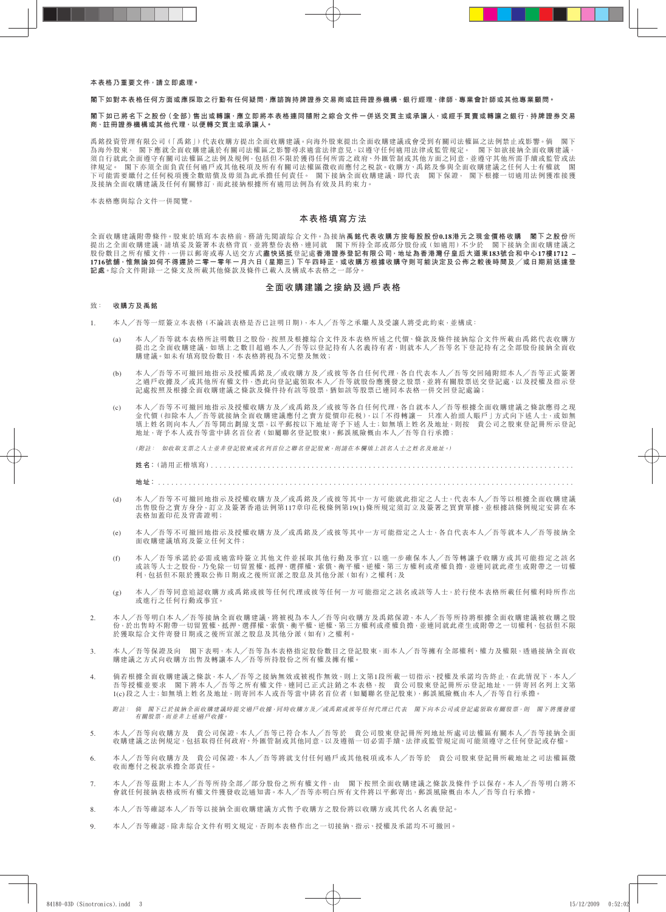**本表格乃重要文件，請立即處理。**

**閣下如對本表格任何方面或應採取之行動有任何疑問，應諮詢持牌證券交易商或註冊證券機構、銀行經理、律師、專業會計師或其他專業顧問。**

**閣下如已將名下之股份（全部）售出或轉讓，應立即將本表格連同隨附之綜合文件一併送交買主或承讓人，或經手買賣或轉讓之銀行、持牌證券交易商、註冊證券機構或其他代理，以便轉交買主或承讓人。**

禹銘投資管理有限公司（「禹銘」）代表收購方提出全面收購建議。向海外股東提出全面收購建議或會受到有關司法權區之法例禁止或影響。倘　閣下為海外股東，　閣下應就全面收購建議於有關司法權區之影響尋求適當法律意見，以遵守任何適用法律或監管規定。　閣下如欲接納全面收購建議，須自行就此全面遵守有關司法權區之法例及規例，包括但不限於獲得任何所需之政府、外匯管制或其他方面之同意，並遵守其他所需手續或監管或法律規定。　閣下亦須全面負責任何過戶或其他稅項及所有有關司法權區徵收而應付之稅款。收購方、禹銘及參與全面收購建議之任何人士有權就　閣下可能需要繳付之任何稅項獲全數賠償及毋須為此承擔任何責任。　閣下接納全面收購建議，即代表　閣下保證，　閣下根據一切適用法例獲准接獲及接納全面收購建議及任何有關修訂，而此接納根據所有適用法例為有效及具約束力。

本表格應與綜合文件一併閱覽。

## 本表格填寫方法

全面收購建議附帶條件。股東於填寫本表格前，務請先閱讀綜合文件。為接納**禹銘代表收購方按每股股份0.18港元之現金價格收購　閣下之股份**所提出之全面收購建議，請填妥及簽署本表格背頁，並將整份表格，連同就　閣下所持全部或部分股份或（如適用）不少於　閣下接納全面收購建議之股份數目之所有權文件，一併以郵寄或專人送交方式**盡快送抵**登記處**香港證券登記有限公司，地址為香港灣仔皇后大道東183號合和中心17樓1712 – 1716號舖，惟無論如何不得遲於二零一零年一月六日（星期三）下午四時正，或收購方根據收購守則可能決定及公佈之較後時間及／或日期前送達登記處**。綜合文件附錄一之條文及所載其他條款及條件已載入及構成本表格之一部分。

## 全面收購建議之接納及過戶表格

致：　**收購方及禹銘**

1. 本人／吾等一經簽立本表格（不論該表格是否已註明日期），本人／吾等之承繼人及受讓人將受此約束，並構成：

   (a) 本人／吾等就本表格所註明數目之股份，按照及根據綜合文件及本表格所述之代價、條款及條件接納綜合文件所載由禹銘代表收購方提出之全面收購建議，如填上之數目超過本人／吾等以登記持有人名義持有者，則就本人／吾等名下登記持有之全部股份接納全面收購建議。如未有填寫股份數目，本表格將視為不完整及無效；

   (b) 本人／吾等不可撤回地指示及授權禹銘及／或收購方及／或彼等各自任何代理，各自代表本人／吾等交回隨附經本人／吾等正式簽署之過戶收據及／或其他所有權文件，憑此向登記處領取本人／吾等就股份應獲發之股票，並將有關股票送交登記處，以及授權及指示登記處按照及根據全面收購建議之條款及條件持有該等股票，猶如該等股票已連同本表格一併交回登記處論；

   (c) 本人／吾等不可撤回地指示及授權收購方及／或禹銘及／或彼等各自任何代理，各自就本人／吾等根據全面收購建議之條款應得之現金代價（扣除本人／吾等就接納全面收購建議應付之賣方從價印花稅），以「不得轉讓－只准入抬頭人賬戶」方式向下述人士，或如無填上姓名則向本人／吾等開出劃線支票，以平郵按以下地址寄予下述人士；如無填上姓名及地址，則按　貴公司之股東登記冊所示登記地址，寄予本人或吾等當中排名首位者（如屬聯名登記股東），郵誤風險概由本人／吾等自行承擔；

      *（附註：　如收取支票之人士並非登記股東或名列首位之聯名登記股東，則請在本欄填上該名人士之姓名及地址。）*

      **姓名：**（請用正楷填寫）. . . . . . . . . . . . . . . . . . . . . . . . . . . . . . . . . . . . . . . . . . . . . . . . . . . . . . . . . . . . . . . . . . . . . . . . . . . . . . .

      **地址：**. . . . . . . . . . . . . . . . . . . . . . . . . . . . . . . . . . . . . . . . . . . . . . . . . . . . . . . . . . . . . . . . . . . . . . . . . . . . . . . . . . . . . . . . . . . . . . . . . .

   (d) 本人／吾等不可撤回地指示及授權收購方及／或禹銘及／或彼等其中一方可能就此指定之人士，代表本人／吾等以根據全面收購建議出售股份之賣方身分，訂立及簽署香港法例第117章印花稅條例第19(1)條所規定須訂立及簽署之買賣單據，並根據該條例規定安排在本表格加蓋印花及背書證明；

   (e) 本人／吾等不可撤回地指示及授權收購方及／或禹銘及／或彼等其中一方可能指定之人士，各自代表本人／吾等就本人／吾等接納全面收購建議填寫及簽立任何文件；

   (f) 本人／吾等承諾於必需或適當時簽立其他文件並採取其他行動及事宜，以進一步確保本人／吾等轉讓予收購方或其可能指定之該名或該等人士之股份，乃免除一切留置權、抵押、選擇權、索償、衡平權、逆權、第三方權利或產權負擔，並連同就此產生或附帶之一切權利，包括但不限於獲取派付日期或之後所宣派之股息及其他分派（如有）之權利；及

   (g) 本人／吾等同意追認收購方或禹銘或彼等任何代理或彼等任何一方可能指定之該名或該等人士，於行使本表格所載任何權利時所作出或進行之任何行動或事宜。

2. 本人／吾等明白本人／吾等接納全面收購建議，將被視為本人／吾等向收購方及禹銘保證，本人／吾等所持將根據全面收購建議被收購之股份，於出售時不附帶一切留置權、抵押、選擇權、索償、衡平權、逆權、第三方權利或產權負擔，並連同就此產生或附帶之一切權利，包括但不限於獲取綜合文件寄發日期或之後所宣派之股息及其他分派（如有）之權利。

3. 本人／吾等保證及向　閣下表明，本人／吾等為本表格指定股份數目之登記股東，而本人／吾等擁有全部權利、權力及權限，透過接納全面收購建議之方式向收購方出售及轉讓本人／吾等所持股份之所有權及擁有權。

4. 倘若根據全面收購建議之條款，本人／吾等之接納無效或被視作無效，則上文第1段所載一切指示、授權及承諾均告終止，在此情況下，本人／吾等授權並要求　閣下將本人／吾等之所有權文件，連同已正式註銷之本表格，按　貴公司股東登記冊所示登記地址，一併寄回名列上文第1(c)段之人士；如無填上姓名及地址，則寄回本人或吾等當中排名首位者（如屬聯名登記股東），郵誤風險概由本人／吾等自行承擔。

   *附註：　倘　閣下已於接納全面收購建議時提交過戶收據，同時收購方及／或禹銘或彼等任何代理已代表　閣下向本公司或登記處領取有關股票，則　閣下將獲發還有關股票，而並非上述過戶收據。*

5. 本人／吾等向收購方及　貴公司保證，本人／吾等已符合本人／吾等於　貴公司股東登記冊所列地址所處司法權區有關本人／吾等接納全面收購建議之法例規定，包括取得任何政府、外匯管制或其他同意，以及遵循一切必需手續、法律或監管規定而可能須遵守之任何登記或存檔。

6. 本人／吾等向收購方及　貴公司保證，本人／吾等將就支付任何過戶或其他稅項或本人／吾等於　貴公司股東登記冊所載地址之司法權區徵收而應付之稅款承擔全部責任。

7. 本人／吾等茲附上本人／吾等所持全部／部分股份之所有權文件，由　閣下按照全面收購建議之條款及條件予以保存。本人／吾等明白將不會就任何接納表格或所有權文件獲發收訖通知書。本人／吾等亦明白所有文件將以平郵寄出，郵誤風險概由本人／吾等自行承擔。

8. 本人／吾等確認本人／吾等以接納全面收購建議方式售予收購方之股份將以收購方或其代名人名義登記。

9. 本人／吾等確認，除非綜合文件有明文規定，否則本表格作出之一切接納、指示、授權及承諾均不可撤回。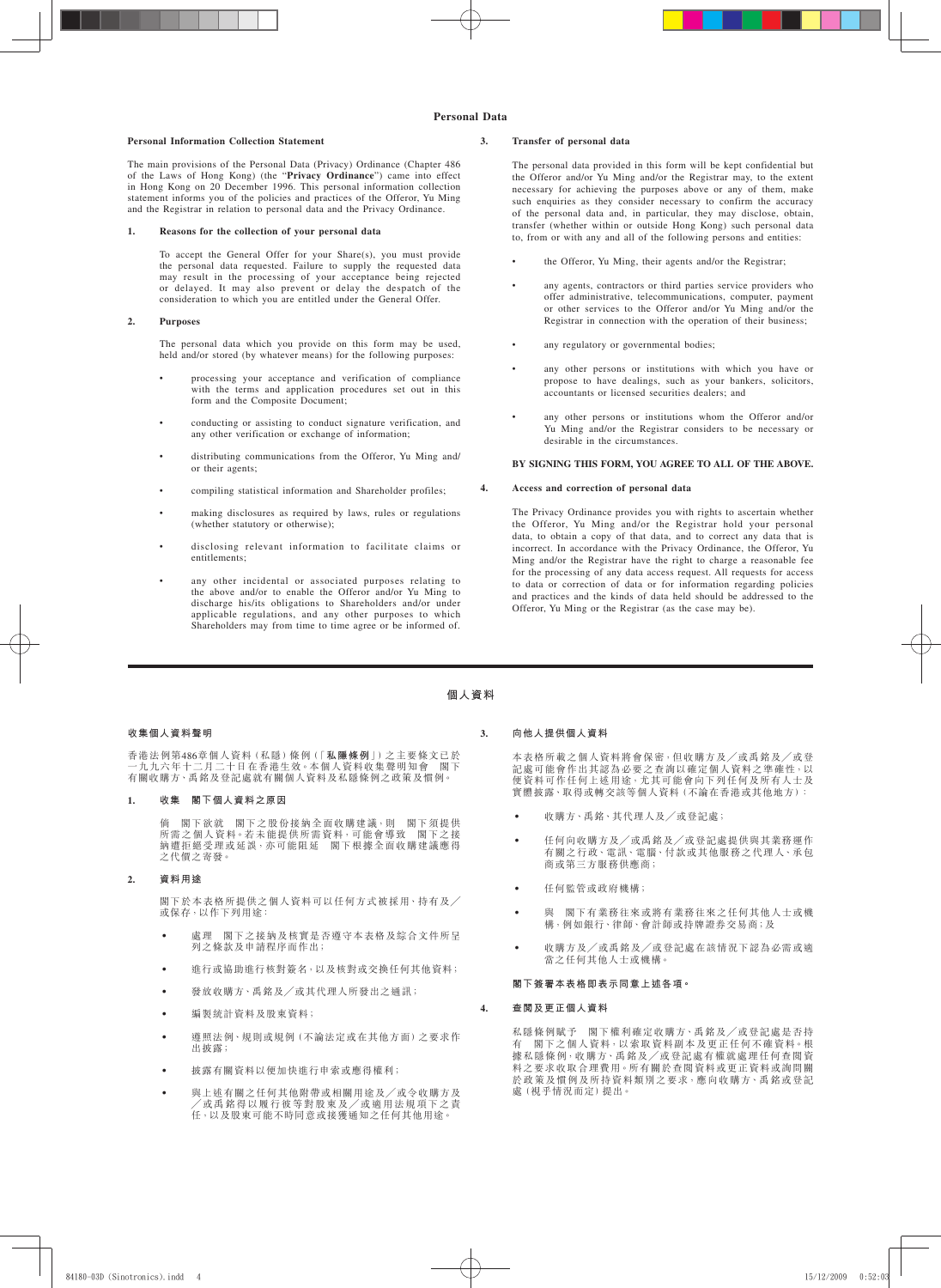# Personal Data

## Personal Information Collection Statement

The main provisions of the Personal Data (Privacy) Ordinance (Chapter 486 of the Laws of Hong Kong) (the "**Privacy Ordinance**") came into effect in Hong Kong on 20 December 1996. This personal information collection statement informs you of the policies and practices of the Offeror, Yu Ming and the Registrar in relation to personal data and the Privacy Ordinance.

### 1. Reasons for the collection of your personal data

To accept the General Offer for your Share(s), you must provide the personal data requested. Failure to supply the requested data may result in the processing of your acceptance being rejected or delayed. It may also prevent or delay the despatch of the consideration to which you are entitled under the General Offer.

### 2. Purposes

The personal data which you provide on this form may be used, held and/or stored (by whatever means) for the following purposes:

- processing your acceptance and verification of compliance with the terms and application procedures set out in this form and the Composite Document;
- conducting or assisting to conduct signature verification, and any other verification or exchange of information;
- distributing communications from the Offeror, Yu Ming and/or their agents;
- compiling statistical information and Shareholder profiles;
- making disclosures as required by laws, rules or regulations (whether statutory or otherwise);
- disclosing relevant information to facilitate claims or entitlements;
- any other incidental or associated purposes relating to the above and/or to enable the Offeror and/or Yu Ming to discharge his/its obligations to Shareholders and/or under applicable regulations, and any other purposes to which Shareholders may from time to time agree or be informed of.

### 3. Transfer of personal data

The personal data provided in this form will be kept confidential but the Offeror and/or Yu Ming and/or the Registrar may, to the extent necessary for achieving the purposes above or any of them, make such enquiries as they consider necessary to confirm the accuracy of the personal data and, in particular, they may disclose, obtain, transfer (whether within or outside Hong Kong) such personal data to, from or with any and all of the following persons and entities:

- the Offeror, Yu Ming, their agents and/or the Registrar;
- any agents, contractors or third parties service providers who offer administrative, telecommunications, computer, payment or other services to the Offeror and/or Yu Ming and/or the Registrar in connection with the operation of their business;
- any regulatory or governmental bodies;
- any other persons or institutions with which you have or propose to have dealings, such as your bankers, solicitors, accountants or licensed securities dealers; and
- any other persons or institutions whom the Offeror and/or Yu Ming and/or the Registrar considers to be necessary or desirable in the circumstances.

**BY SIGNING THIS FORM, YOU AGREE TO ALL OF THE ABOVE.**

### 4. Access and correction of personal data

The Privacy Ordinance provides you with rights to ascertain whether the Offeror, Yu Ming and/or the Registrar hold your personal data, to obtain a copy of that data, and to correct any data that is incorrect. In accordance with the Privacy Ordinance, the Offeror, Yu Ming and/or the Registrar have the right to charge a reasonable fee for the processing of any data access request. All requests for access to data or correction of data or for information regarding policies and practices and the kinds of data held should be addressed to the Offeror, Yu Ming or the Registrar (as the case may be).

---

# 個人資料

## 收集個人資料聲明

香港法例第486章個人資料(私隱)條例(「**私隱條例**」)之主要條文已於一九九六年十二月二十日在香港生效。本個人資料收集聲明知會　閣下有關收購方、禹銘及登記處就有關個人資料及私隱條例之政策及慣例。

### 1. 收集　閣下個人資料之原因

倘　閣下欲就　閣下之股份接納全面收購建議，則　閣下須提供所需之個人資料。若未能提供所需資料，可能會導致　閣下之接納遭拒絕受理或延誤，亦可能阻延　閣下根據全面收購建議應得之代價之寄發。

### 2. 資料用途

閣下於本表格所提供之個人資料可以任何方式被採用、持有及／或保存，以作下列用途：

- 處理　閣下之接納及核實是否遵守本表格及綜合文件所呈列之條款及申請程序而作出；
- 進行或協助進行核對簽名，以及核對或交換任何其他資料；
- 發放收購方、禹銘及／或其代理人所發出之通訊；
- 編製統計資料及股東資料；
- 遵照法例、規則或規例(不論法定或在其他方面)之要求作出披露；
- 披露有關資料以便加快進行申索或應得權利；
- 與上述有關之任何其他附帶或相關用途及／或令收購方及／或禹銘得以履行彼等對股東及／或適用法規項下之責任，以及股東可能不時同意或接獲通知之任何其他用途。

### 3. 向他人提供個人資料

本表格所載之個人資料將會保密，但收購方及／或禹銘及／或登記處可能會作出其認為必要之查詢以確定個人資料之準確性，以便資料可作任何上述用途，尤其可能會向下列任何及所有人士及實體披露、取得或轉交該等個人資料(不論在香港或其他地方)：

- 收購方、禹銘、其代理人及／或登記處；
- 任何向收購方及／或禹銘及／或登記處提供與其業務運作有關之行政、電訊、電腦、付款或其他服務之代理人、承包商或第三方服務供應商；
- 任何監管或政府機構；
- 與　閣下有業務往來或將有業務往來之任何其他人士或機構，例如銀行、律師、會計師或持牌證券交易商；及
- 收購方及／或禹銘及／或登記處在該情況下認為必需或適當之任何其他人士或機構。

**閣下簽署本表格即表示同意上述各項。**

### 4. 查閱及更正個人資料

私隱條例賦予　閣下權利確定收購方、禹銘及／或登記處是否持有　閣下之個人資料，以索取資料副本及更正任何不確資料。根據私隱條例，收購方、禹銘及／或登記處有權就處理任何查閱資料之要求收取合理費用。所有關於查閱資料或更正資料或詢問關於政策及慣例及所持資料類別之要求，應向收購方、禹銘或登記處(視乎情況而定)提出。